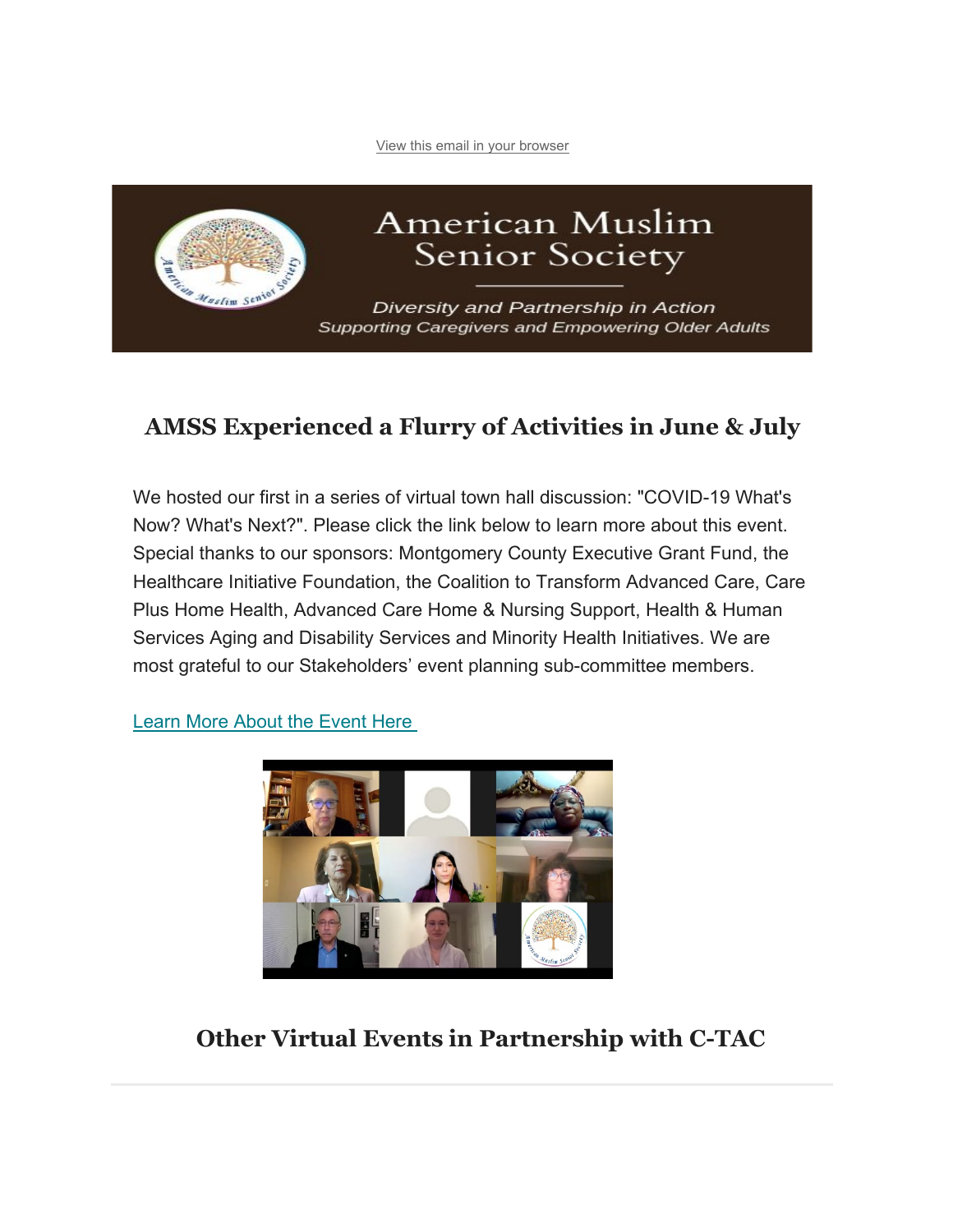View this email in your browser

# American Muslim Senior Society

*Diversity and Partnership in Action*
*Supporting Caregivers and Empowering Older Adults*

## AMSS Experienced a Flurry of Activities in June & July

We hosted our first in a series of virtual town hall discussion: "COVID-19 What's Now? What's Next?". Please click the link below to learn more about this event. Special thanks to our sponsors: Montgomery County Executive Grant Fund, the Healthcare Initiative Foundation, the Coalition to Transform Advanced Care, Care Plus Home Health, Advanced Care Home & Nursing Support, Health & Human Services Aging and Disability Services and Minority Health Initiatives. We are most grateful to our Stakeholders' event planning sub-committee members.

Learn More About the Event Here

## Other Virtual Events in Partnership with C-TAC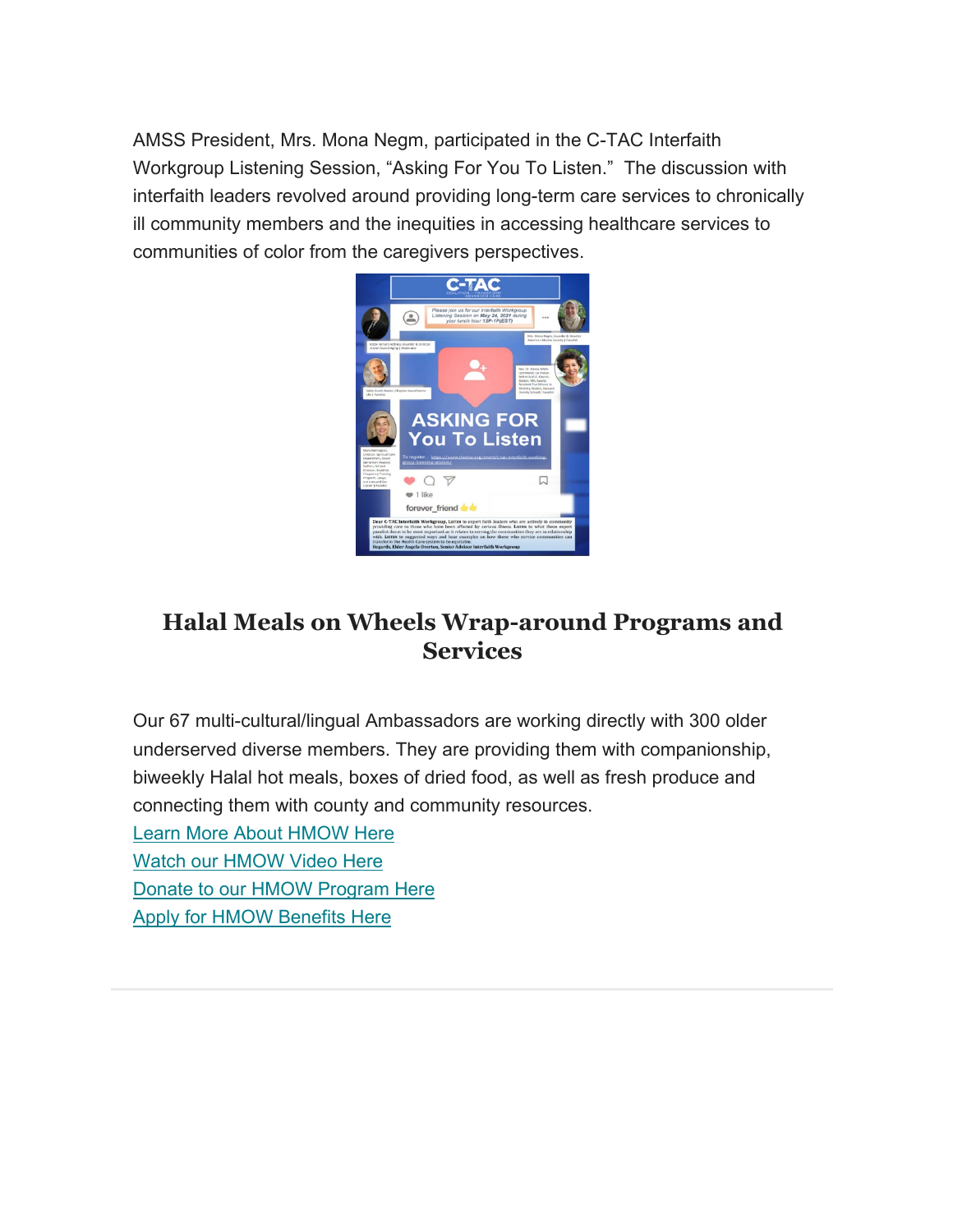AMSS President, Mrs. Mona Negm, participated in the C-TAC Interfaith Workgroup Listening Session, "Asking For You To Listen." The discussion with interfaith leaders revolved around providing long-term care services to chronically ill community members and the inequities in accessing healthcare services to communities of color from the caregivers perspectives.

## Halal Meals on Wheels Wrap-around Programs and Services

Our 67 multi-cultural/lingual Ambassadors are working directly with 300 older underserved diverse members. They are providing them with companionship, biweekly Halal hot meals, boxes of dried food, as well as fresh produce and connecting them with county and community resources.

Learn More About HMOW Here
Watch our HMOW Video Here
Donate to our HMOW Program Here
Apply for HMOW Benefits Here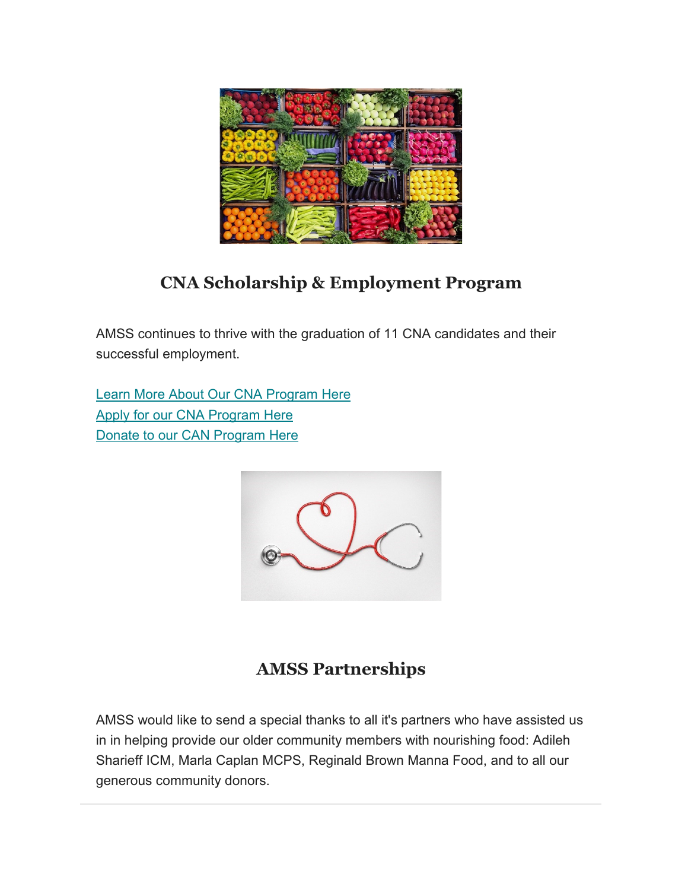## CNA Scholarship & Employment Program

AMSS continues to thrive with the graduation of 11 CNA candidates and their successful employment.

Learn More About Our CNA Program Here
Apply for our CNA Program Here
Donate to our CAN Program Here

## AMSS Partnerships

AMSS would like to send a special thanks to all it's partners who have assisted us in in helping provide our older community members with nourishing food: Adileh Sharieff ICM, Marla Caplan MCPS, Reginald Brown Manna Food, and to all our generous community donors.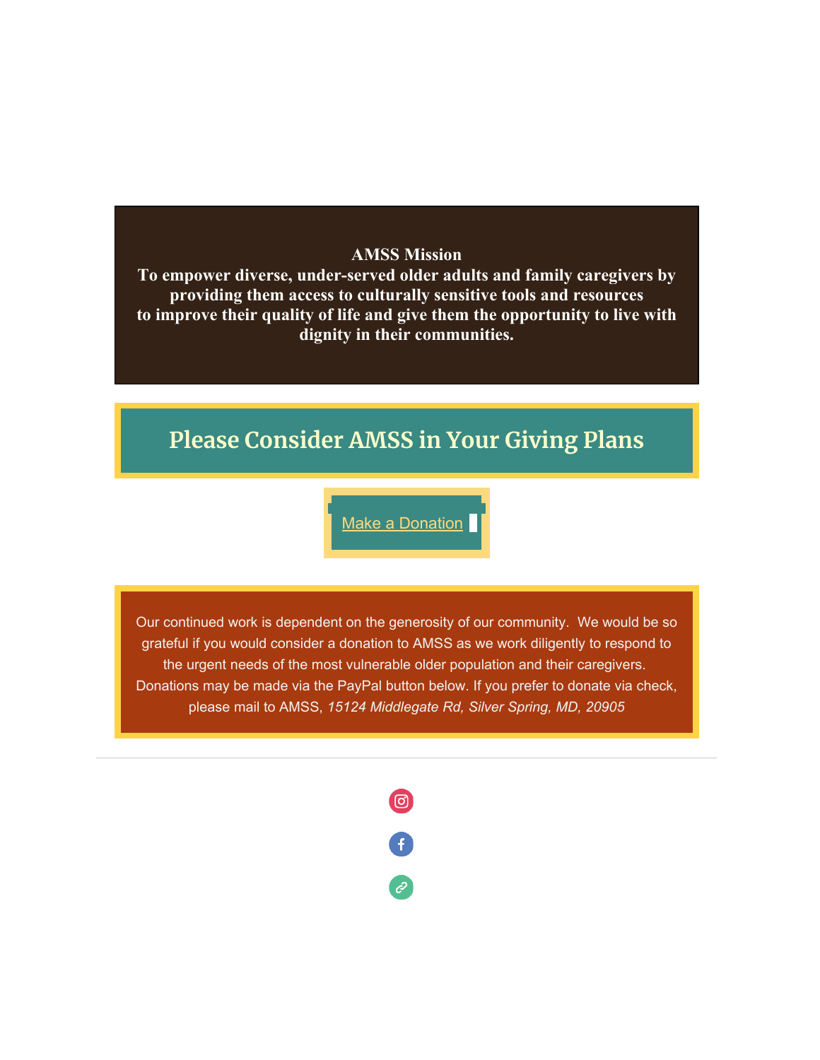**AMSS Mission**
**To empower diverse, under-served older adults and family caregivers by providing them access to culturally sensitive tools and resources to improve their quality of life and give them the opportunity to live with dignity in their communities.**

## Please Consider AMSS in Your Giving Plans

Make a Donation

Our continued work is dependent on the generosity of our community. We would be so grateful if you would consider a donation to AMSS as we work diligently to respond to the urgent needs of the most vulnerable older population and their caregivers. Donations may be made via the PayPal button below. If you prefer to donate via check, please mail to AMSS, *15124 Middlegate Rd, Silver Spring, MD, 20905*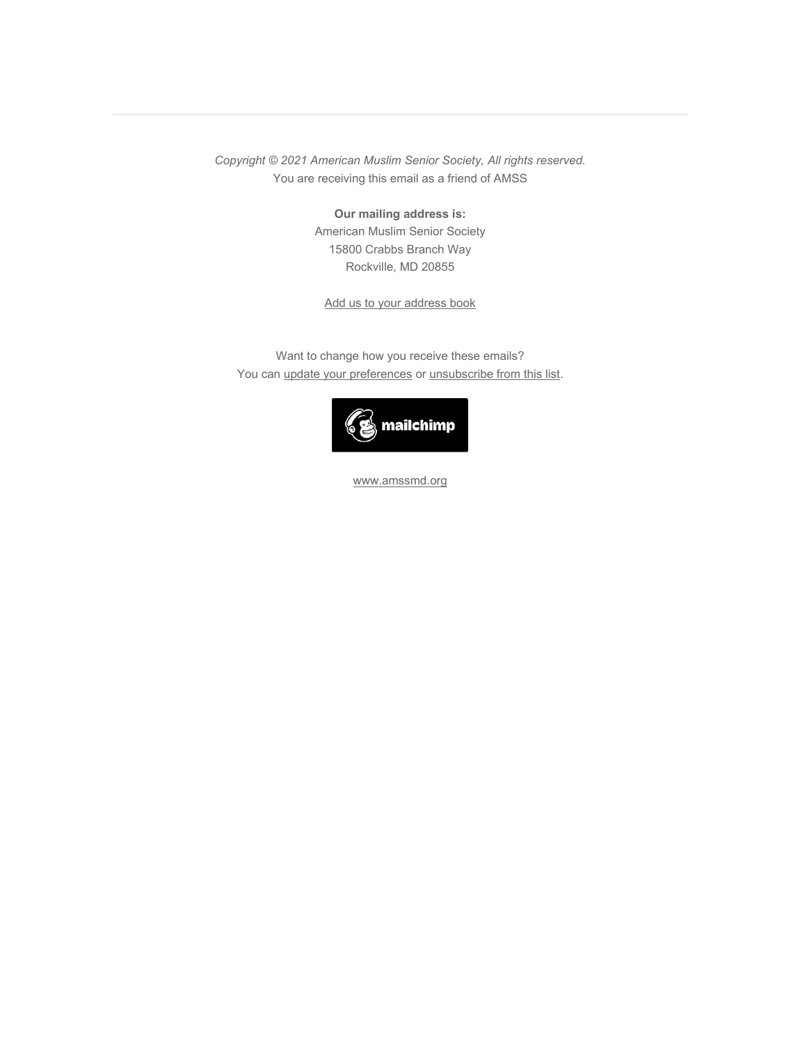---

*Copyright © 2021 American Muslim Senior Society, All rights reserved.*
You are receiving this email as a friend of AMSS

**Our mailing address is:**
American Muslim Senior Society
15800 Crabbs Branch Way
Rockville, MD 20855

Add us to your address book

Want to change how you receive these emails?
You can update your preferences or unsubscribe from this list.

mailchimp

www.amssmd.org